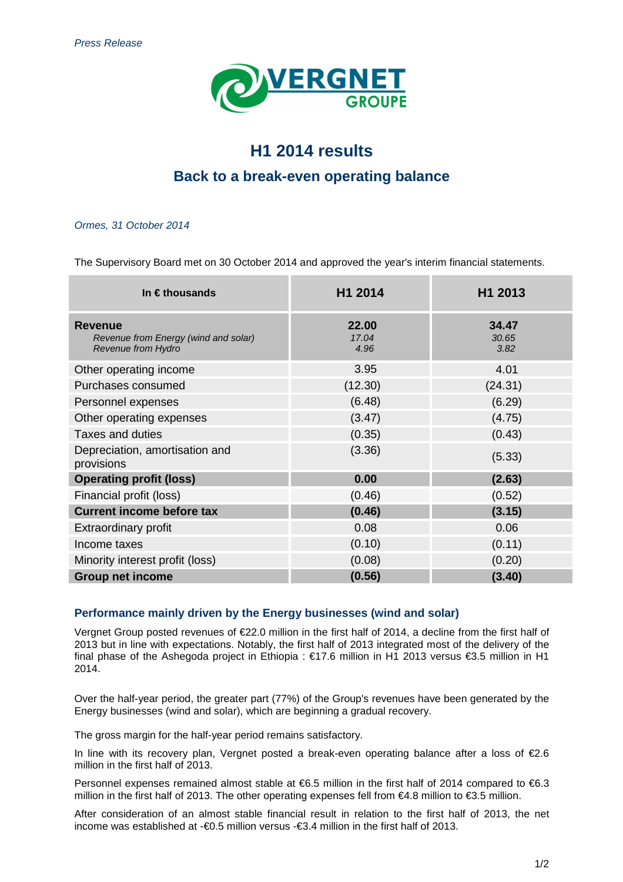*Press Release*

VERGNET GROUPE

# H1 2014 results

## Back to a break-even operating balance

*Ormes, 31 October 2014*

The Supervisory Board met on 30 October 2014 and approved the year's interim financial statements.

| In € thousands | H1 2014 | H1 2013 |
|---|---|---|
| **Revenue**<br>*Revenue from Energy (wind and solar)*<br>*Revenue from Hydro* | **22.00**<br>*17.04*<br>*4.96* | **34.47**<br>*30.65*<br>*3.82* |
| Other operating income | 3.95 | 4.01 |
| Purchases consumed | (12.30) | (24.31) |
| Personnel expenses | (6.48) | (6.29) |
| Other operating expenses | (3.47) | (4.75) |
| Taxes and duties | (0.35) | (0.43) |
| Depreciation, amortisation and provisions | (3.36) | (5.33) |
| **Operating profit (loss)** | **0.00** | **(2.63)** |
| Financial profit (loss) | (0.46) | (0.52) |
| **Current income before tax** | **(0.46)** | **(3.15)** |
| Extraordinary profit | 0.08 | 0.06 |
| Income taxes | (0.10) | (0.11) |
| Minority interest profit (loss) | (0.08) | (0.20) |
| **Group net income** | **(0.56)** | **(3.40)** |

### Performance mainly driven by the Energy businesses (wind and solar)

Vergnet Group posted revenues of €22.0 million in the first half of 2014, a decline from the first half of 2013 but in line with expectations. Notably, the first half of 2013 integrated most of the delivery of the final phase of the Ashegoda project in Ethiopia : €17.6 million in H1 2013 versus €3.5 million in H1 2014.

Over the half-year period, the greater part (77%) of the Group's revenues have been generated by the Energy businesses (wind and solar), which are beginning a gradual recovery.

The gross margin for the half-year period remains satisfactory.

In line with its recovery plan, Vergnet posted a break-even operating balance after a loss of €2.6 million in the first half of 2013.

Personnel expenses remained almost stable at €6.5 million in the first half of 2014 compared to €6.3 million in the first half of 2013. The other operating expenses fell from €4.8 million to €3.5 million.

After consideration of an almost stable financial result in relation to the first half of 2013, the net income was established at -€0.5 million versus -€3.4 million in the first half of 2013.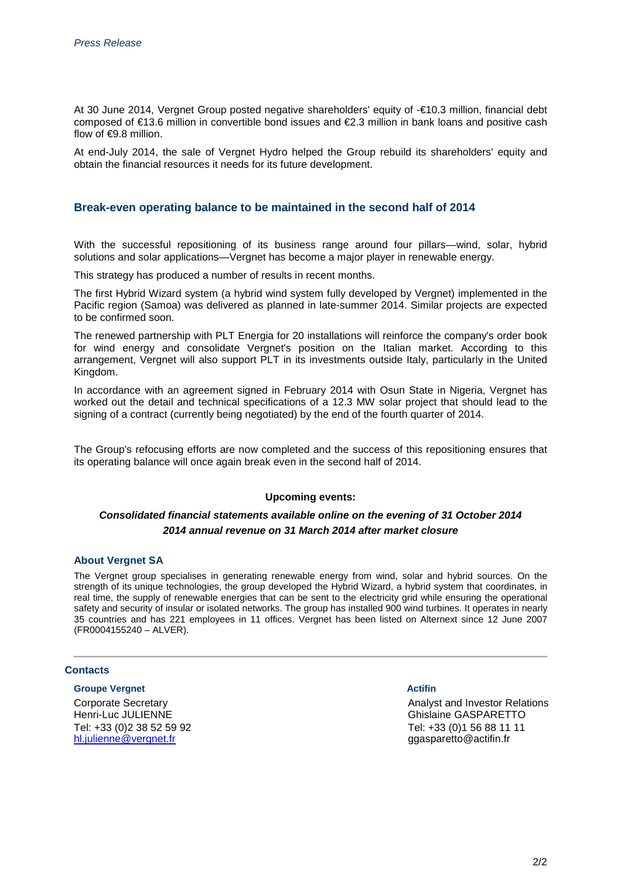*Press Release*

At 30 June 2014, Vergnet Group posted negative shareholders' equity of -€10.3 million, financial debt composed of €13.6 million in convertible bond issues and €2.3 million in bank loans and positive cash flow of €9.8 million.

At end-July 2014, the sale of Vergnet Hydro helped the Group rebuild its shareholders' equity and obtain the financial resources it needs for its future development.

## Break-even operating balance to be maintained in the second half of 2014

With the successful repositioning of its business range around four pillars—wind, solar, hybrid solutions and solar applications—Vergnet has become a major player in renewable energy.

This strategy has produced a number of results in recent months.

The first Hybrid Wizard system (a hybrid wind system fully developed by Vergnet) implemented in the Pacific region (Samoa) was delivered as planned in late-summer 2014. Similar projects are expected to be confirmed soon.

The renewed partnership with PLT Energia for 20 installations will reinforce the company's order book for wind energy and consolidate Vergnet's position on the Italian market. According to this arrangement, Vergnet will also support PLT in its investments outside Italy, particularly in the United Kingdom.

In accordance with an agreement signed in February 2014 with Osun State in Nigeria, Vergnet has worked out the detail and technical specifications of a 12.3 MW solar project that should lead to the signing of a contract (currently being negotiated) by the end of the fourth quarter of 2014.

The Group's refocusing efforts are now completed and the success of this repositioning ensures that its operating balance will once again break even in the second half of 2014.

**Upcoming events:**

***Consolidated financial statements available online on the evening of 31 October 2014***
***2014 annual revenue on 31 March 2014 after market closure***

### About Vergnet SA

The Vergnet group specialises in generating renewable energy from wind, solar and hybrid sources. On the strength of its unique technologies, the group developed the Hybrid Wizard, a hybrid system that coordinates, in real time, the supply of renewable energies that can be sent to the electricity grid while ensuring the operational safety and security of insular or isolated networks. The group has installed 900 wind turbines. It operates in nearly 35 countries and has 221 employees in 11 offices. Vergnet has been listed on Alternext since 12 June 2007 (FR0004155240 – ALVER).

---

### Contacts

**Groupe Vergnet**
Corporate Secretary
Henri-Luc JULIENNE
Tel: +33 (0)2 38 52 59 92
hl.julienne@vergnet.fr

**Actifin**
Analyst and Investor Relations
Ghislaine GASPARETTO
Tel: +33 (0)1 56 88 11 11
ggasparetto@actifin.fr